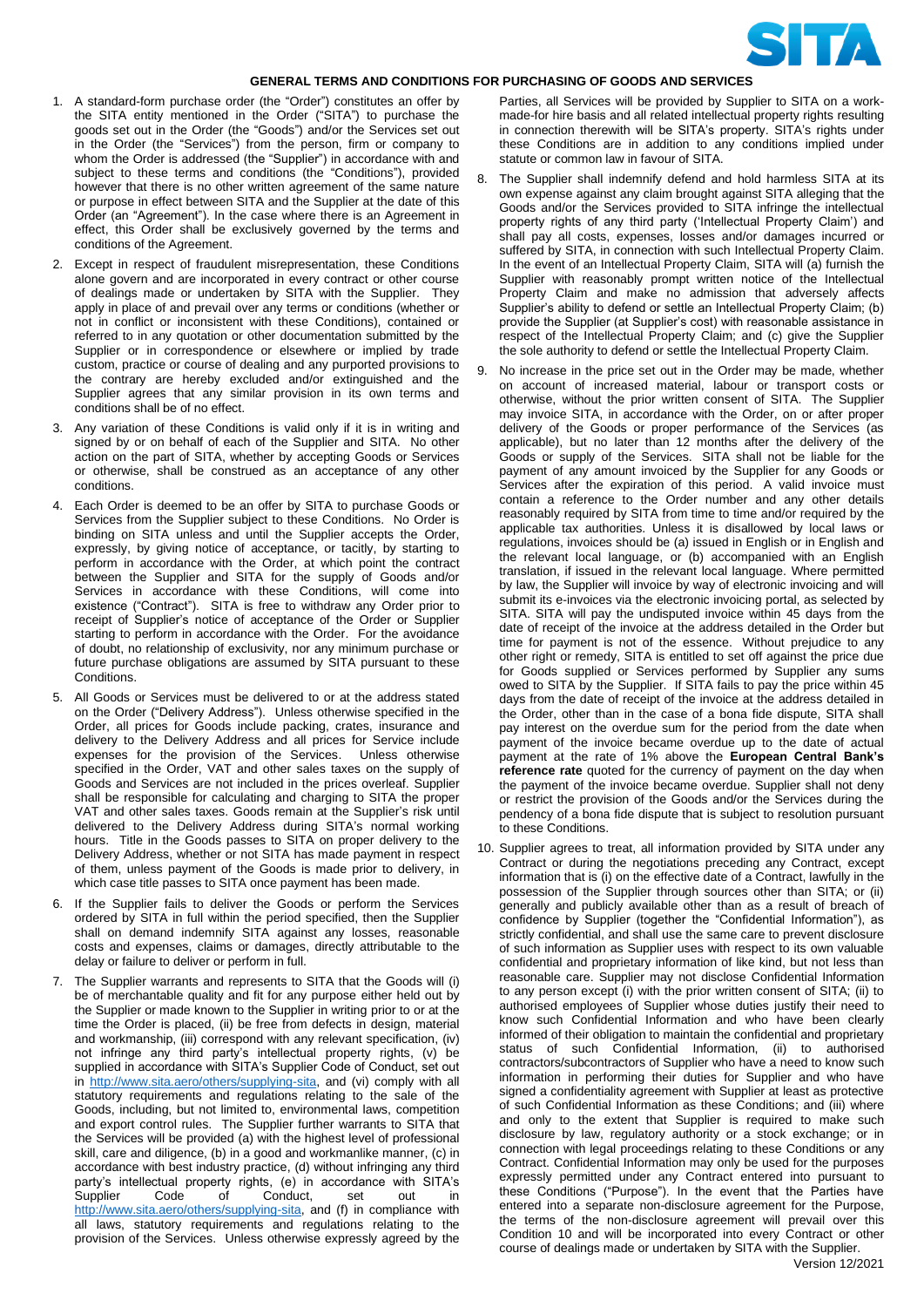# GENERAL TERMS AND CONDITIONS FOR PURCHASING OF GOODS AND SERVICES

1. A standard-form purchase order (the "Order") constitutes an offer by the SITA entity mentioned in the Order ("SITA") to purchase the goods set out in the Order (the "Goods") and/or the Services set out in the Order (the "Services") from the person, firm or company to whom the Order is addressed (the "Supplier") in accordance with and subject to these terms and conditions (the "Conditions"), provided however that there is no other written agreement of the same nature or purpose in effect between SITA and the Supplier at the date of this Order (an "Agreement"). In the case where there is an Agreement in effect, this Order shall be exclusively governed by the terms and conditions of the Agreement.

2. Except in respect of fraudulent misrepresentation, these Conditions alone govern and are incorporated in every contract or other course of dealings made or undertaken by SITA with the Supplier. They apply in place of and prevail over any terms or conditions (whether or not in conflict or inconsistent with these Conditions), contained or referred to in any quotation or other documentation submitted by the Supplier or in correspondence or elsewhere or implied by trade custom, practice or course of dealing and any purported provisions to the contrary are hereby excluded and/or extinguished and the Supplier agrees that any similar provision in its own terms and conditions shall be of no effect.

3. Any variation of these Conditions is valid only if it is in writing and signed by or on behalf of each of the Supplier and SITA. No other action on the part of SITA, whether by accepting Goods or Services or otherwise, shall be construed as an acceptance of any other conditions.

4. Each Order is deemed to be an offer by SITA to purchase Goods or Services from the Supplier subject to these Conditions. No Order is binding on SITA unless and until the Supplier accepts the Order, expressly, by giving notice of acceptance, or tacitly, by starting to perform in accordance with the Order, at which point the contract between the Supplier and SITA for the supply of Goods and/or Services in accordance with these Conditions, will come into existence ("Contract"). SITA is free to withdraw any Order prior to receipt of Supplier's notice of acceptance of the Order or Supplier starting to perform in accordance with the Order. For the avoidance of doubt, no relationship of exclusivity, nor any minimum purchase or future purchase obligations are assumed by SITA pursuant to these Conditions.

5. All Goods or Services must be delivered to or at the address stated on the Order ("Delivery Address"). Unless otherwise specified in the Order, all prices for Goods include packing, crates, insurance and delivery to the Delivery Address and all prices for Service include expenses for the provision of the Services. Unless otherwise specified in the Order, VAT and other sales taxes on the supply of Goods and Services are not included in the prices overleaf. Supplier shall be responsible for calculating and charging to SITA the proper VAT and other sales taxes. Goods remain at the Supplier's risk until delivered to the Delivery Address during SITA's normal working hours. Title in the Goods passes to SITA on proper delivery to the Delivery Address, whether or not SITA has made payment in respect of them, unless payment of the Goods is made prior to delivery, in which case title passes to SITA once payment has been made.

6. If the Supplier fails to deliver the Goods or perform the Services ordered by SITA in full within the period specified, then the Supplier shall on demand indemnify SITA against any losses, reasonable costs and expenses, claims or damages, directly attributable to the delay or failure to deliver or perform in full.

7. The Supplier warrants and represents to SITA that the Goods will (i) be of merchantable quality and fit for any purpose either held out by the Supplier or made known to the Supplier in writing prior to or at the time the Order is placed, (ii) be free from defects in design, material and workmanship, (iii) correspond with any relevant specification, (iv) not infringe any third party's intellectual property rights, (v) be supplied in accordance with SITA's Supplier Code of Conduct, set out in http://www.sita.aero/others/supplying-sita, and (vi) comply with all statutory requirements and regulations relating to the sale of the Goods, including, but not limited to, environmental laws, competition and export control rules. The Supplier further warrants to SITA that the Services will be provided (a) with the highest level of professional skill, care and diligence, (b) in a good and workmanlike manner, (c) in accordance with best industry practice, (d) without infringing any third party's intellectual property rights, (e) in accordance with SITA's Supplier Code of Conduct, set out in http://www.sita.aero/others/supplying-sita, and (f) in compliance with all laws, statutory requirements and regulations relating to the provision of the Services. Unless otherwise expressly agreed by the Parties, all Services will be provided by Supplier to SITA on a work-made-for hire basis and all related intellectual property rights resulting in connection therewith will be SITA's property. SITA's rights under these Conditions are in addition to any conditions implied under statute or common law in favour of SITA.

8. The Supplier shall indemnify defend and hold harmless SITA at its own expense against any claim brought against SITA alleging that the Goods and/or the Services provided to SITA infringe the intellectual property rights of any third party ('Intellectual Property Claim') and shall pay all costs, expenses, losses and/or damages incurred or suffered by SITA, in connection with such Intellectual Property Claim. In the event of an Intellectual Property Claim, SITA will (a) furnish the Supplier with reasonably prompt written notice of the Intellectual Property Claim and make no admission that adversely affects Supplier's ability to defend or settle an Intellectual Property Claim; (b) provide the Supplier (at Supplier's cost) with reasonable assistance in respect of the Intellectual Property Claim; and (c) give the Supplier the sole authority to defend or settle the Intellectual Property Claim.

9. No increase in the price set out in the Order may be made, whether on account of increased material, labour or transport costs or otherwise, without the prior written consent of SITA. The Supplier may invoice SITA, in accordance with the Order, on or after proper delivery of the Goods or proper performance of the Services (as applicable), but no later than 12 months after the delivery of the Goods or supply of the Services. SITA shall not be liable for the payment of any amount invoiced by the Supplier for any Goods or Services after the expiration of this period. A valid invoice must contain a reference to the Order number and any other details reasonably required by SITA from time to time and/or required by the applicable tax authorities. Unless it is disallowed by local laws or regulations, invoices should be (a) issued in English or in English and the relevant local language, or (b) accompanied with an English translation, if issued in the relevant local language. Where permitted by law, the Supplier will invoice by way of electronic invoicing and will submit its e-invoices via the electronic invoicing portal, as selected by SITA. SITA will pay the undisputed invoice within 45 days from the date of receipt of the invoice at the address detailed in the Order but time for payment is not of the essence. Without prejudice to any other right or remedy, SITA is entitled to set off against the price due for Goods supplied or Services performed by Supplier any sums owed to SITA by the Supplier. If SITA fails to pay the price within 45 days from the date of receipt of the invoice at the address detailed in the Order, other than in the case of a bona fide dispute, SITA shall pay interest on the overdue sum for the period from the date when payment of the invoice became overdue up to the date of actual payment at the rate of 1% above the **European Central Bank's reference rate** quoted for the currency of payment on the day when the payment of the invoice became overdue. Supplier shall not deny or restrict the provision of the Goods and/or the Services during the pendency of a bona fide dispute that is subject to resolution pursuant to these Conditions.

10. Supplier agrees to treat, all information provided by SITA under any Contract or during the negotiations preceding any Contract, except information that is (i) on the effective date of a Contract, lawfully in the possession of the Supplier through sources other than SITA; or (ii) generally and publicly available other than as a result of breach of confidence by Supplier (together the "Confidential Information"), as strictly confidential, and shall use the same care to prevent disclosure of such information as Supplier uses with respect to its own valuable confidential and proprietary information of like kind, but not less than reasonable care. Supplier may not disclose Confidential Information to any person except (i) with the prior written consent of SITA; (ii) to authorised employees of Supplier whose duties justify their need to know such Confidential Information and who have been clearly informed of their obligation to maintain the confidential and proprietary status of such Confidential Information, (ii) to authorised contractors/subcontractors of Supplier who have a need to know such information in performing their duties for Supplier and who have signed a confidentiality agreement with Supplier at least as protective of such Confidential Information as these Conditions; and (iii) where and only to the extent that Supplier is required to make such disclosure by law, regulatory authority or a stock exchange; or in connection with legal proceedings relating to these Conditions or any Contract. Confidential Information may only be used for the purposes expressly permitted under any Contract entered into pursuant to these Conditions ("Purpose"). In the event that the Parties have entered into a separate non-disclosure agreement for the Purpose, the terms of the non-disclosure agreement will prevail over this Condition 10 and will be incorporated into every Contract or other course of dealings made or undertaken by SITA with the Supplier.

Version 12/2021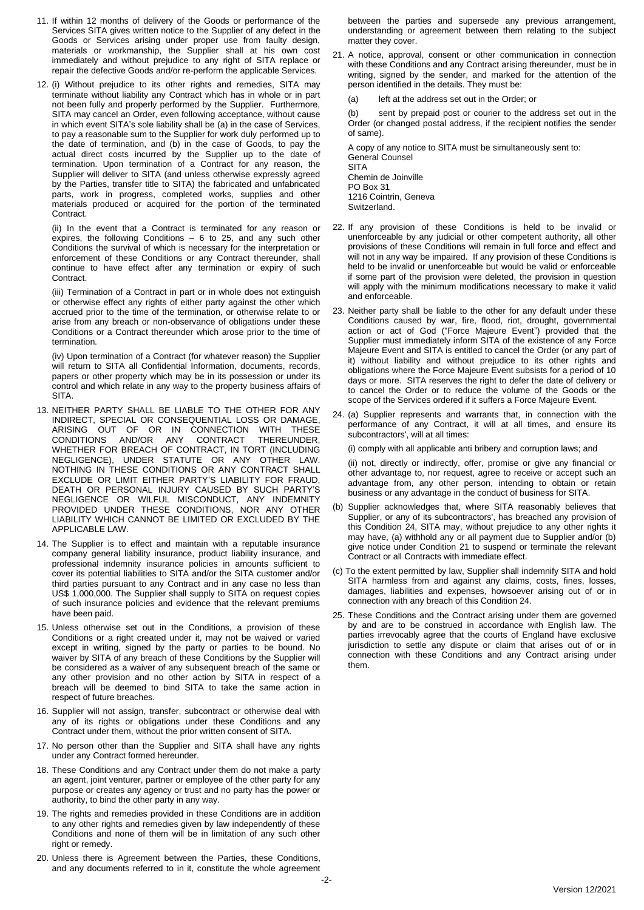11. If within 12 months of delivery of the Goods or performance of the Services SITA gives written notice to the Supplier of any defect in the Goods or Services arising under proper use from faulty design, materials or workmanship, the Supplier shall at his own cost immediately and without prejudice to any right of SITA replace or repair the defective Goods and/or re-perform the applicable Services.

12. (i) Without prejudice to its other rights and remedies, SITA may terminate without liability any Contract which has in whole or in part not been fully and properly performed by the Supplier. Furthermore, SITA may cancel an Order, even following acceptance, without cause in which event SITA's sole liability shall be (a) in the case of Services, to pay a reasonable sum to the Supplier for work duly performed up to the date of termination, and (b) in the case of Goods, to pay the actual direct costs incurred by the Supplier up to the date of termination. Upon termination of a Contract for any reason, the Supplier will deliver to SITA (and unless otherwise expressly agreed by the Parties, transfer title to SITA) the fabricated and unfabricated parts, work in progress, completed works, supplies and other materials produced or acquired for the portion of the terminated Contract.

    (ii) In the event that a Contract is terminated for any reason or expires, the following Conditions – 6 to 25, and any such other Conditions the survival of which is necessary for the interpretation or enforcement of these Conditions or any Contract thereunder, shall continue to have effect after any termination or expiry of such Contract.

    (iii) Termination of a Contract in part or in whole does not extinguish or otherwise effect any rights of either party against the other which accrued prior to the time of the termination, or otherwise relate to or arise from any breach or non-observance of obligations under these Conditions or a Contract thereunder which arose prior to the time of termination.

    (iv) Upon termination of a Contract (for whatever reason) the Supplier will return to SITA all Confidential Information, documents, records, papers or other property which may be in its possession or under its control and which relate in any way to the property business affairs of SITA.

13. NEITHER PARTY SHALL BE LIABLE TO THE OTHER FOR ANY INDIRECT, SPECIAL OR CONSEQUENTIAL LOSS OR DAMAGE, ARISING OUT OF OR IN CONNECTION WITH THESE CONDITIONS AND/OR ANY CONTRACT THEREUNDER, WHETHER FOR BREACH OF CONTRACT, IN TORT (INCLUDING NEGLIGENCE), UNDER STATUTE OR ANY OTHER LAW. NOTHING IN THESE CONDITIONS OR ANY CONTRACT SHALL EXCLUDE OR LIMIT EITHER PARTY'S LIABILITY FOR FRAUD, DEATH OR PERSONAL INJURY CAUSED BY SUCH PARTY'S NEGLIGENCE OR WILFUL MISCONDUCT, ANY INDEMNITY PROVIDED UNDER THESE CONDITIONS, NOR ANY OTHER LIABILITY WHICH CANNOT BE LIMITED OR EXCLUDED BY THE APPLICABLE LAW.

14. The Supplier is to effect and maintain with a reputable insurance company general liability insurance, product liability insurance, and professional indemnity insurance policies in amounts sufficient to cover its potential liabilities to SITA and/or the SITA customer and/or third parties pursuant to any Contract and in any case no less than US$ 1,000,000. The Supplier shall supply to SITA on request copies of such insurance policies and evidence that the relevant premiums have been paid.

15. Unless otherwise set out in the Conditions, a provision of these Conditions or a right created under it, may not be waived or varied except in writing, signed by the party or parties to be bound. No waiver by SITA of any breach of these Conditions by the Supplier will be considered as a waiver of any subsequent breach of the same or any other provision and no other action by SITA in respect of a breach will be deemed to bind SITA to take the same action in respect of future breaches.

16. Supplier will not assign, transfer, subcontract or otherwise deal with any of its rights or obligations under these Conditions and any Contract under them, without the prior written consent of SITA.

17. No person other than the Supplier and SITA shall have any rights under any Contract formed hereunder.

18. These Conditions and any Contract under them do not make a party an agent, joint venturer, partner or employee of the other party for any purpose or creates any agency or trust and no party has the power or authority, to bind the other party in any way.

19. The rights and remedies provided in these Conditions are in addition to any other rights and remedies given by law independently of these Conditions and none of them will be in limitation of any such other right or remedy.

20. Unless there is Agreement between the Parties, these Conditions, and any documents referred to in it, constitute the whole agreement between the parties and supersede any previous arrangement, understanding or agreement between them relating to the subject matter they cover.

21. A notice, approval, consent or other communication in connection with these Conditions and any Contract arising thereunder, must be in writing, signed by the sender, and marked for the attention of the person identified in the details. They must be:

    (a) left at the address set out in the Order; or

    (b) sent by prepaid post or courier to the address set out in the Order (or changed postal address, if the recipient notifies the sender of same).

    A copy of any notice to SITA must be simultaneously sent to:
    General Counsel
    SITA
    Chemin de Joinville
    PO Box 31
    1216 Cointrin, Geneva
    Switzerland.

22. If any provision of these Conditions is held to be invalid or unenforceable by any judicial or other competent authority, all other provisions of these Conditions will remain in full force and effect and will not in any way be impaired. If any provision of these Conditions is held to be invalid or unenforceable but would be valid or enforceable if some part of the provision were deleted, the provision in question will apply with the minimum modifications necessary to make it valid and enforceable.

23. Neither party shall be liable to the other for any default under these Conditions caused by war, fire, flood, riot, drought, governmental action or act of God ("Force Majeure Event") provided that the Supplier must immediately inform SITA of the existence of any Force Majeure Event and SITA is entitled to cancel the Order (or any part of it) without liability and without prejudice to its other rights and obligations where the Force Majeure Event subsists for a period of 10 days or more. SITA reserves the right to defer the date of delivery or to cancel the Order or to reduce the volume of the Goods or the scope of the Services ordered if it suffers a Force Majeure Event.

24. (a) Supplier represents and warrants that, in connection with the performance of any Contract, it will at all times, and ensure its subcontractors', will at all times:

    (i) comply with all applicable anti bribery and corruption laws; and

    (ii) not, directly or indirectly, offer, promise or give any financial or other advantage to, nor request, agree to receive or accept such an advantage from, any other person, intending to obtain or retain business or any advantage in the conduct of business for SITA.

    (b) Supplier acknowledges that, where SITA reasonably believes that Supplier, or any of its subcontractors', has breached any provision of this Condition 24, SITA may, without prejudice to any other rights it may have, (a) withhold any or all payment due to Supplier and/or (b) give notice under Condition 21 to suspend or terminate the relevant Contract or all Contracts with immediate effect.

    (c) To the extent permitted by law, Supplier shall indemnify SITA and hold SITA harmless from and against any claims, costs, fines, losses, damages, liabilities and expenses, howsoever arising out of or in connection with any breach of this Condition 24.

25. These Conditions and the Contract arising under them are governed by and are to be construed in accordance with English law. The parties irrevocably agree that the courts of England have exclusive jurisdiction to settle any dispute or claim that arises out of or in connection with these Conditions and any Contract arising under them.

Version 12/2021